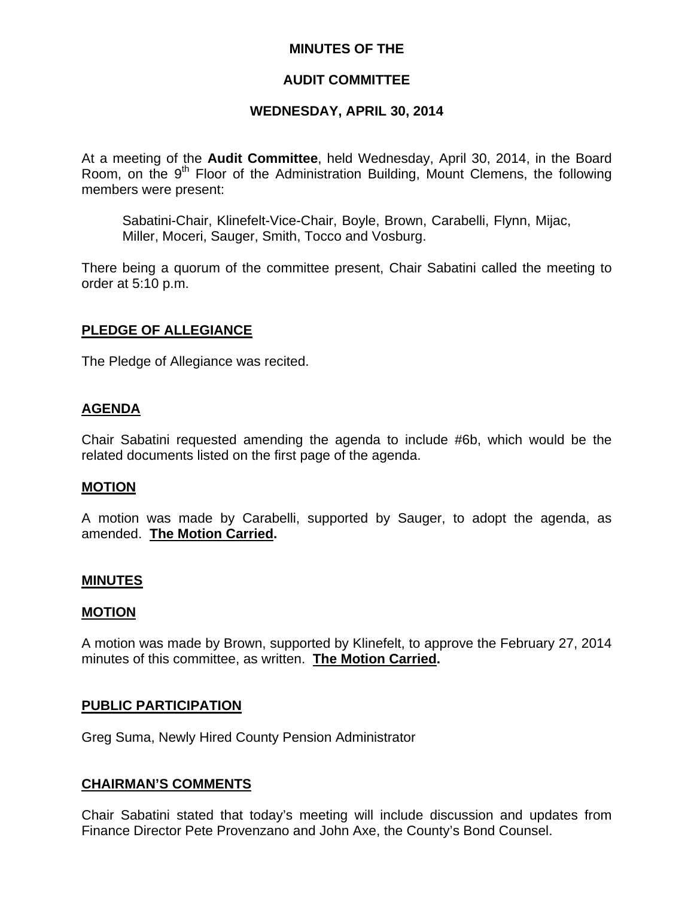# MINUTES OF THE

# AUDIT COMMITTEE

# WEDNESDAY, APRIL 30, 2014

At a meeting of the **Audit Committee**, held Wednesday, April 30, 2014, in the Board Room, on the 9th Floor of the Administration Building, Mount Clemens, the following members were present:

> Sabatini-Chair, Klinefelt-Vice-Chair, Boyle, Brown, Carabelli, Flynn, Mijac, Miller, Moceri, Sauger, Smith, Tocco and Vosburg.

There being a quorum of the committee present, Chair Sabatini called the meeting to order at 5:10 p.m.

## PLEDGE OF ALLEGIANCE

The Pledge of Allegiance was recited.

## AGENDA

Chair Sabatini requested amending the agenda to include #6b, which would be the related documents listed on the first page of the agenda.

### MOTION

A motion was made by Carabelli, supported by Sauger, to adopt the agenda, as amended. **The Motion Carried.**

## MINUTES

### MOTION

A motion was made by Brown, supported by Klinefelt, to approve the February 27, 2014 minutes of this committee, as written. **The Motion Carried.**

## PUBLIC PARTICIPATION

Greg Suma, Newly Hired County Pension Administrator

## CHAIRMAN'S COMMENTS

Chair Sabatini stated that today's meeting will include discussion and updates from Finance Director Pete Provenzano and John Axe, the County's Bond Counsel.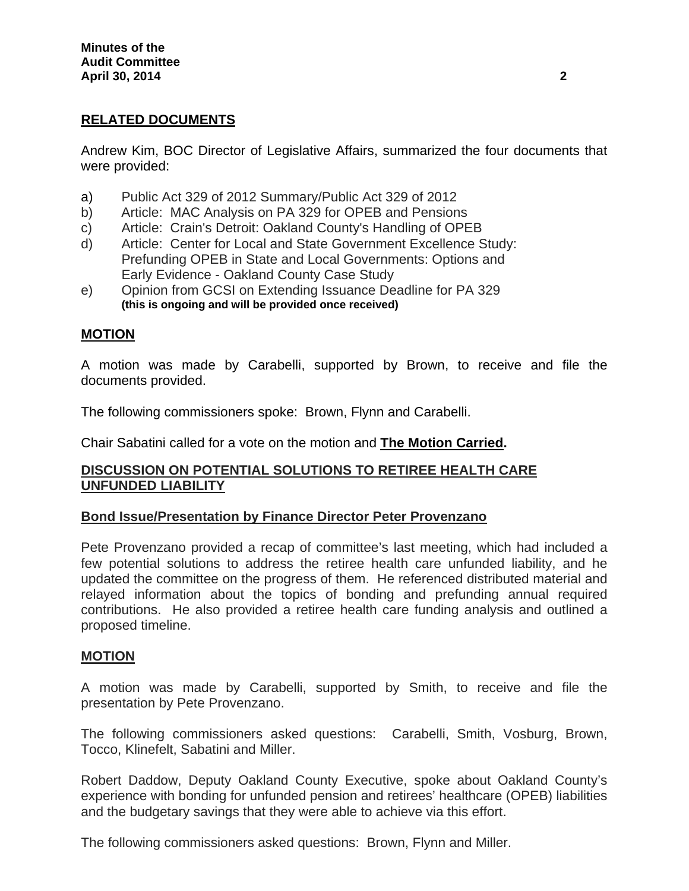## RELATED DOCUMENTS

Andrew Kim, BOC Director of Legislative Affairs, summarized the four documents that were provided:

a) Public Act 329 of 2012 Summary/Public Act 329 of 2012
b) Article: MAC Analysis on PA 329 for OPEB and Pensions
c) Article: Crain's Detroit: Oakland County's Handling of OPEB
d) Article: Center for Local and State Government Excellence Study: Prefunding OPEB in State and Local Governments: Options and Early Evidence - Oakland County Case Study
e) Opinion from GCSI on Extending Issuance Deadline for PA 329 **(this is ongoing and will be provided once received)**

## MOTION

A motion was made by Carabelli, supported by Brown, to receive and file the documents provided.

The following commissioners spoke: Brown, Flynn and Carabelli.

Chair Sabatini called for a vote on the motion and **The Motion Carried.**

## DISCUSSION ON POTENTIAL SOLUTIONS TO RETIREE HEALTH CARE UNFUNDED LIABILITY

### Bond Issue/Presentation by Finance Director Peter Provenzano

Pete Provenzano provided a recap of committee's last meeting, which had included a few potential solutions to address the retiree health care unfunded liability, and he updated the committee on the progress of them. He referenced distributed material and relayed information about the topics of bonding and prefunding annual required contributions. He also provided a retiree health care funding analysis and outlined a proposed timeline.

## MOTION

A motion was made by Carabelli, supported by Smith, to receive and file the presentation by Pete Provenzano.

The following commissioners asked questions: Carabelli, Smith, Vosburg, Brown, Tocco, Klinefelt, Sabatini and Miller.

Robert Daddow, Deputy Oakland County Executive, spoke about Oakland County's experience with bonding for unfunded pension and retirees' healthcare (OPEB) liabilities and the budgetary savings that they were able to achieve via this effort.

The following commissioners asked questions: Brown, Flynn and Miller.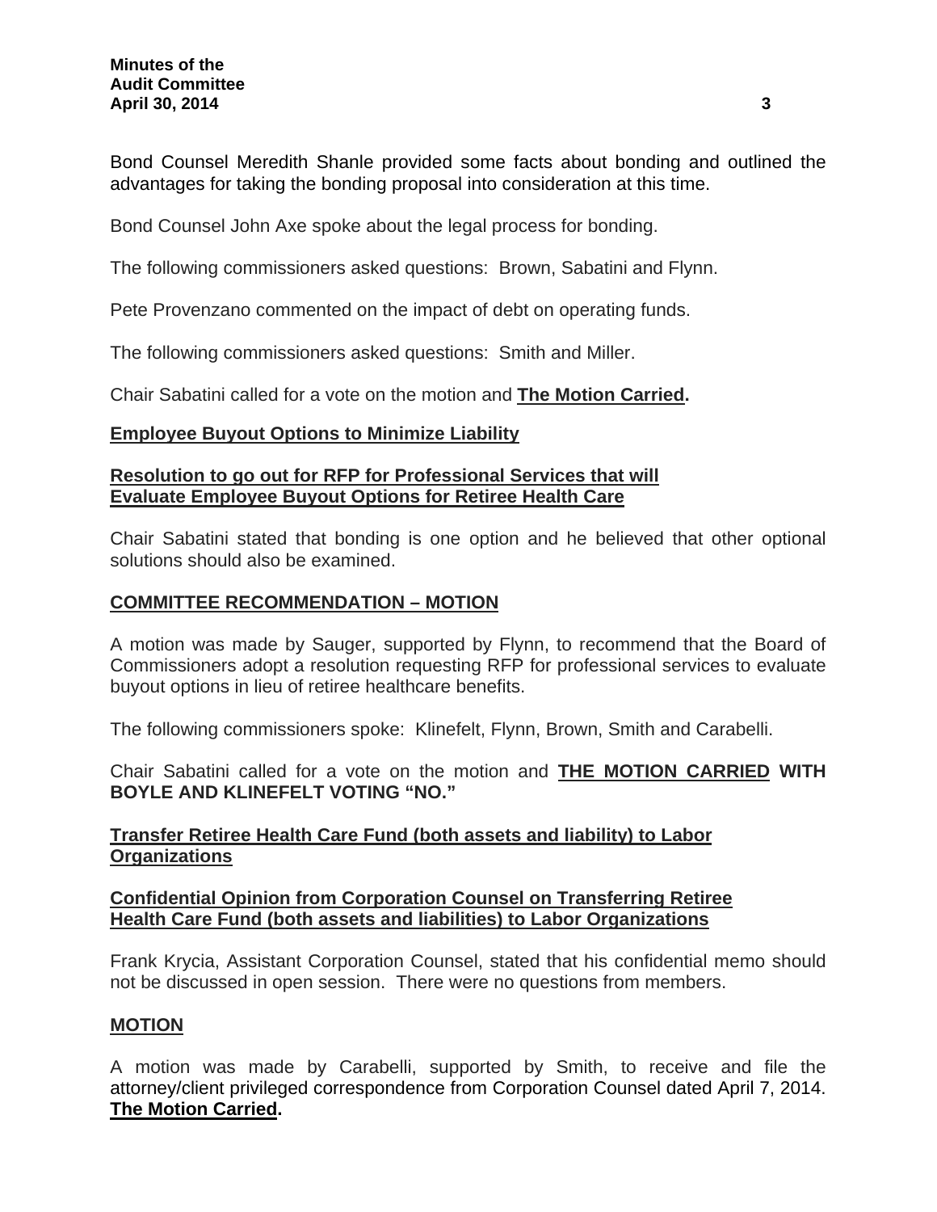Bond Counsel Meredith Shanle provided some facts about bonding and outlined the advantages for taking the bonding proposal into consideration at this time.

Bond Counsel John Axe spoke about the legal process for bonding.

The following commissioners asked questions: Brown, Sabatini and Flynn.

Pete Provenzano commented on the impact of debt on operating funds.

The following commissioners asked questions: Smith and Miller.

Chair Sabatini called for a vote on the motion and **The Motion Carried.**

**Employee Buyout Options to Minimize Liability**

**Resolution to go out for RFP for Professional Services that will Evaluate Employee Buyout Options for Retiree Health Care**

Chair Sabatini stated that bonding is one option and he believed that other optional solutions should also be examined.

**COMMITTEE RECOMMENDATION – MOTION**

A motion was made by Sauger, supported by Flynn, to recommend that the Board of Commissioners adopt a resolution requesting RFP for professional services to evaluate buyout options in lieu of retiree healthcare benefits.

The following commissioners spoke: Klinefelt, Flynn, Brown, Smith and Carabelli.

Chair Sabatini called for a vote on the motion and **THE MOTION CARRIED WITH BOYLE AND KLINEFELT VOTING "NO."**

**Transfer Retiree Health Care Fund (both assets and liability) to Labor Organizations**

**Confidential Opinion from Corporation Counsel on Transferring Retiree Health Care Fund (both assets and liabilities) to Labor Organizations**

Frank Krycia, Assistant Corporation Counsel, stated that his confidential memo should not be discussed in open session. There were no questions from members.

**MOTION**

A motion was made by Carabelli, supported by Smith, to receive and file the attorney/client privileged correspondence from Corporation Counsel dated April 7, 2014. **The Motion Carried.**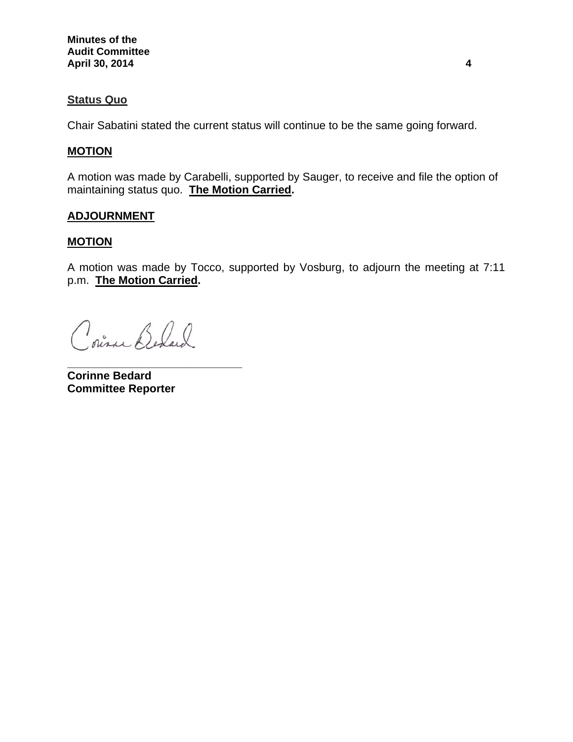**Status Quo**

Chair Sabatini stated the current status will continue to be the same going forward.

**MOTION**

A motion was made by Carabelli, supported by Sauger, to receive and file the option of maintaining status quo. **The Motion Carried.**

**ADJOURNMENT**

**MOTION**

A motion was made by Tocco, supported by Vosburg, to adjourn the meeting at 7:11 p.m. **The Motion Carried.**

\_\_\_\_\_\_\_\_\_\_\_\_\_\_\_\_\_\_\_\_\_\_\_\_\_\_\_\_\_\_

**Corinne Bedard**
**Committee Reporter**